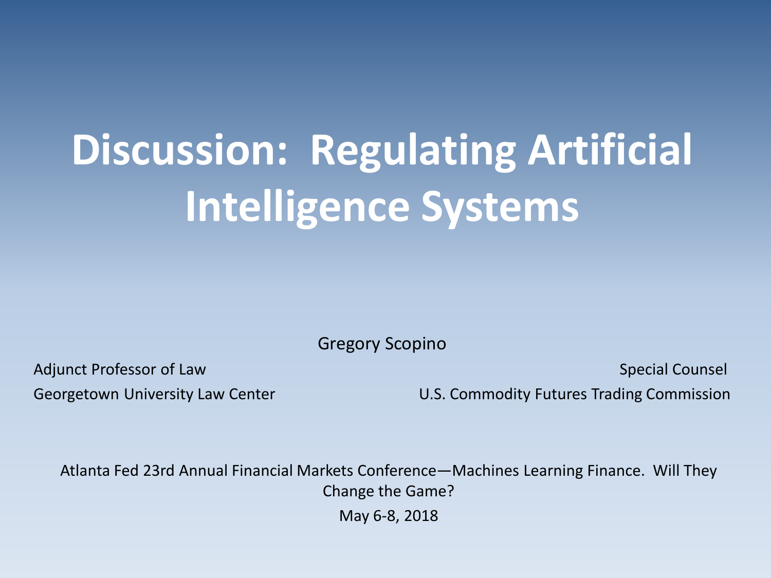# Discussion: Regulating Artificial Intelligence Systems

Gregory Scopino

Adjunct Professor of Law
Georgetown University Law Center

Special Counsel
U.S. Commodity Futures Trading Commission

Atlanta Fed 23rd Annual Financial Markets Conference—Machines Learning Finance. Will They Change the Game?

May 6-8, 2018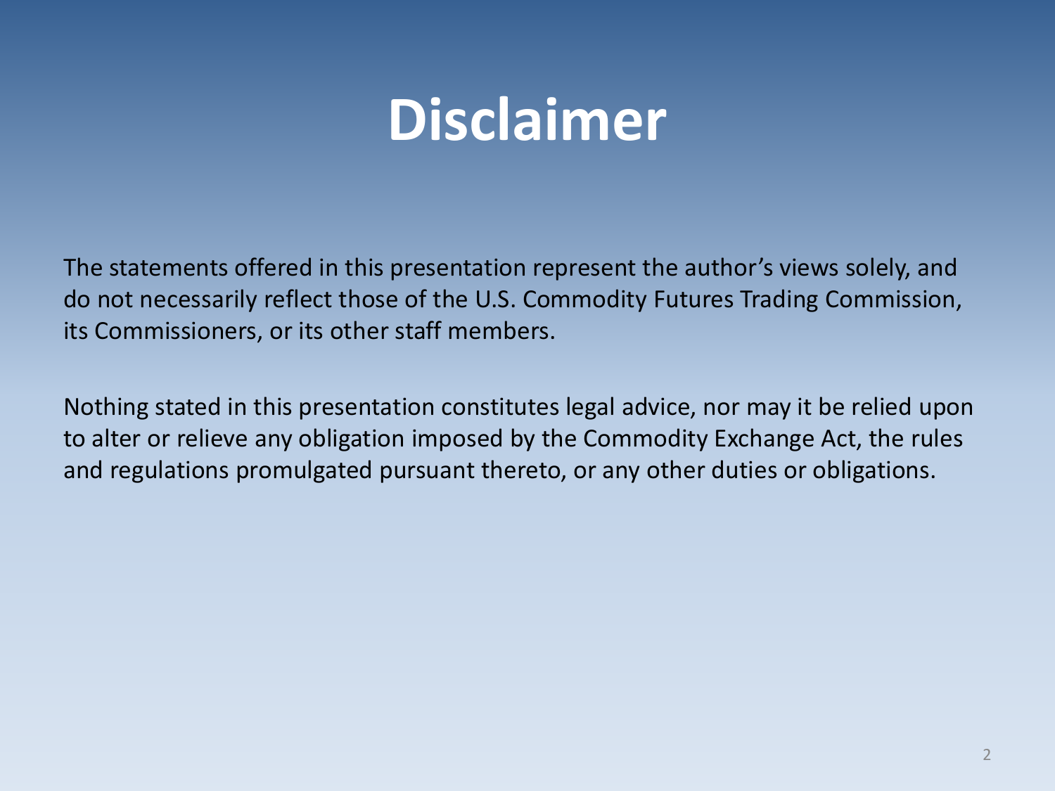# Disclaimer

The statements offered in this presentation represent the author's views solely, and do not necessarily reflect those of the U.S. Commodity Futures Trading Commission, its Commissioners, or its other staff members.

Nothing stated in this presentation constitutes legal advice, nor may it be relied upon to alter or relieve any obligation imposed by the Commodity Exchange Act, the rules and regulations promulgated pursuant thereto, or any other duties or obligations.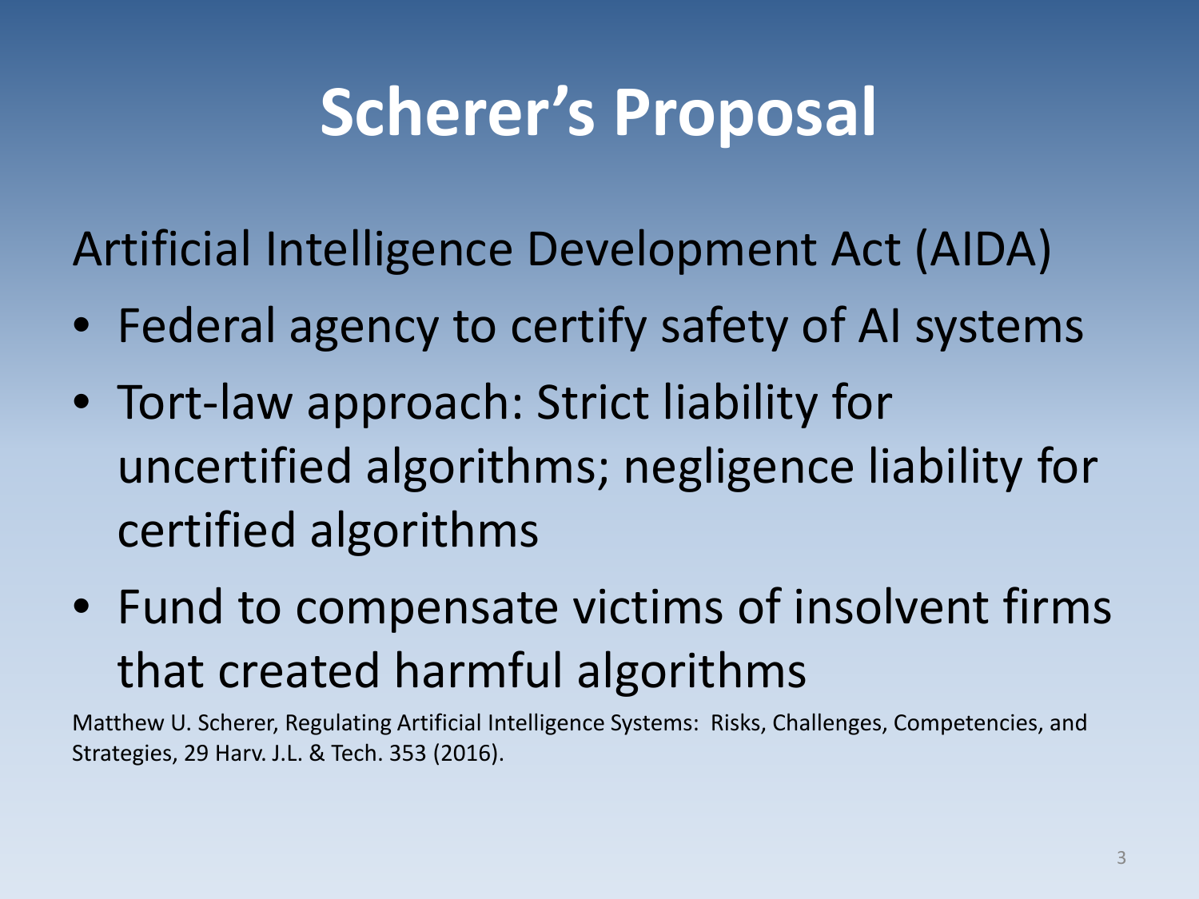# Scherer's Proposal

Artificial Intelligence Development Act (AIDA)

- Federal agency to certify safety of AI systems
- Tort-law approach: Strict liability for uncertified algorithms; negligence liability for certified algorithms
- Fund to compensate victims of insolvent firms that created harmful algorithms

Matthew U. Scherer, Regulating Artificial Intelligence Systems: Risks, Challenges, Competencies, and Strategies, 29 Harv. J.L. & Tech. 353 (2016).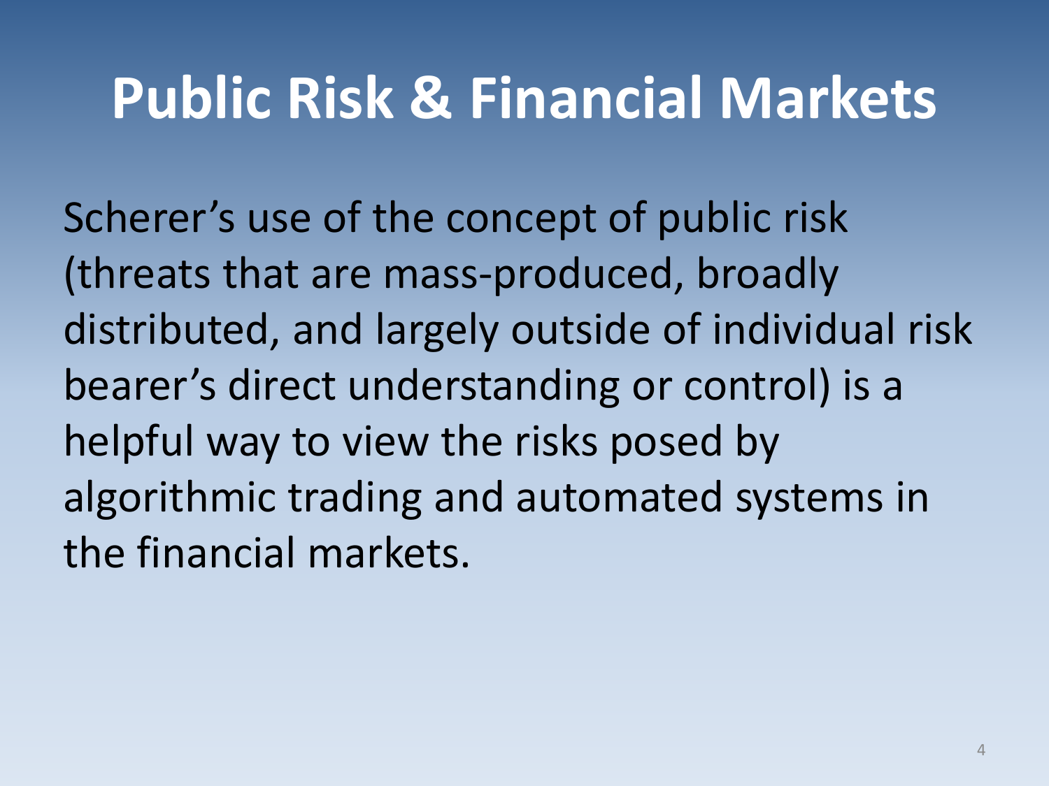# Public Risk & Financial Markets

Scherer's use of the concept of public risk (threats that are mass-produced, broadly distributed, and largely outside of individual risk bearer's direct understanding or control) is a helpful way to view the risks posed by algorithmic trading and automated systems in the financial markets.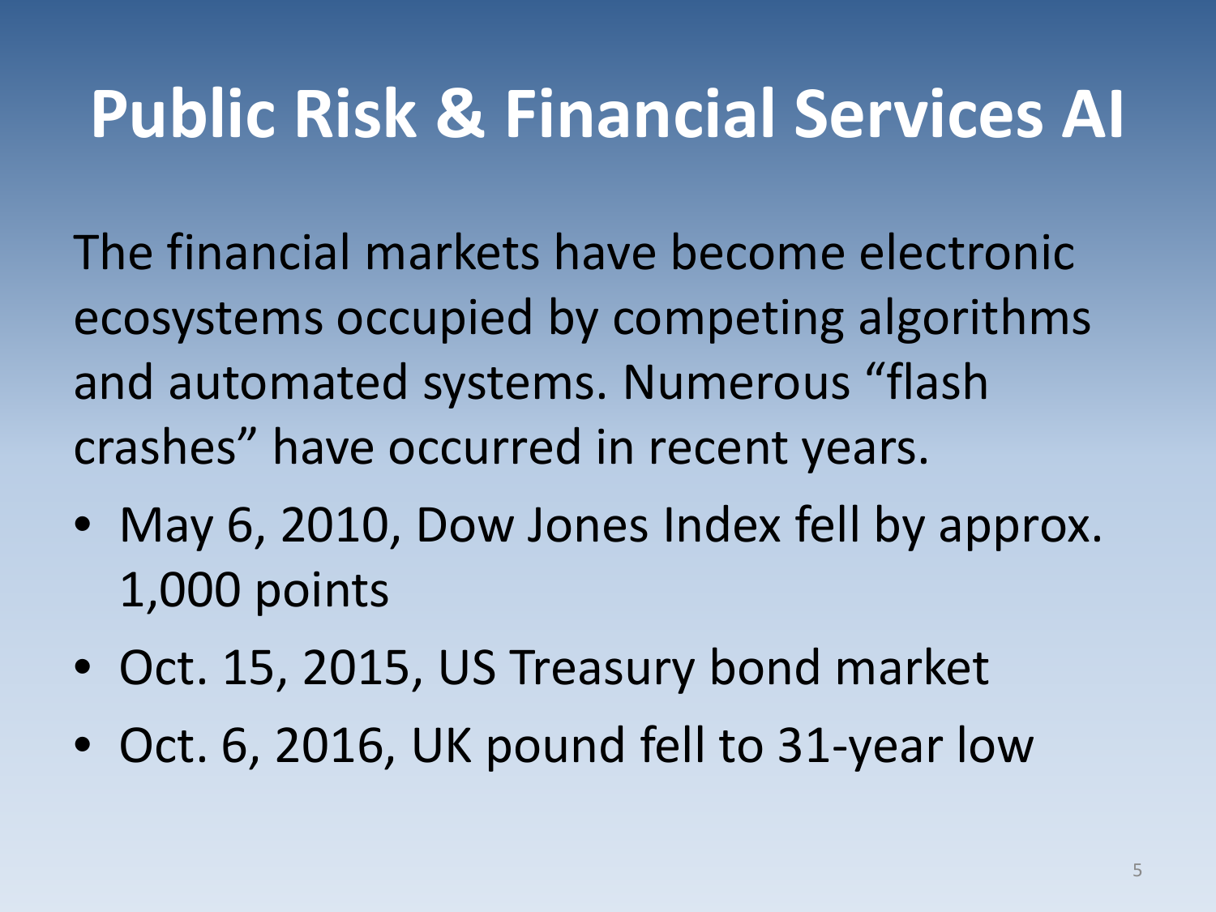# Public Risk & Financial Services AI

The financial markets have become electronic ecosystems occupied by competing algorithms and automated systems. Numerous “flash crashes” have occurred in recent years.

- May 6, 2010, Dow Jones Index fell by approx. 1,000 points
- Oct. 15, 2015, US Treasury bond market
- Oct. 6, 2016, UK pound fell to 31-year low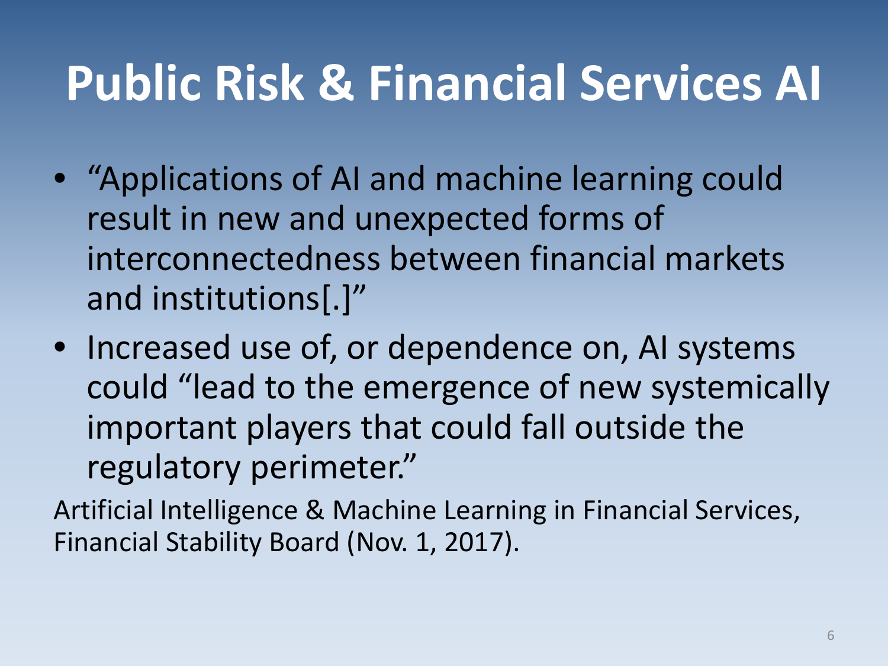# Public Risk & Financial Services AI

- "Applications of AI and machine learning could result in new and unexpected forms of interconnectedness between financial markets and institutions[.]"
- Increased use of, or dependence on, AI systems could "lead to the emergence of new systemically important players that could fall outside the regulatory perimeter."

Artificial Intelligence & Machine Learning in Financial Services, Financial Stability Board (Nov. 1, 2017).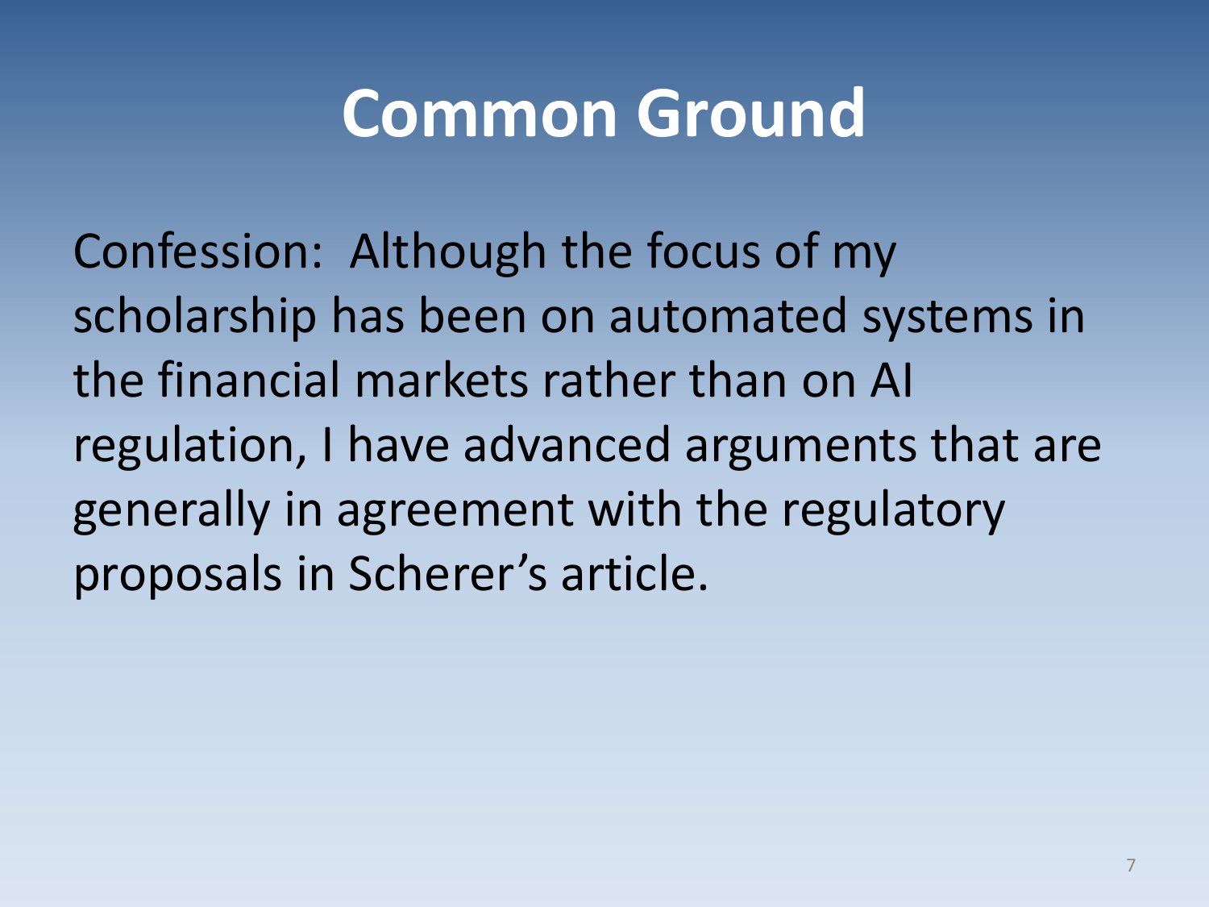# Common Ground

Confession: Although the focus of my scholarship has been on automated systems in the financial markets rather than on AI regulation, I have advanced arguments that are generally in agreement with the regulatory proposals in Scherer's article.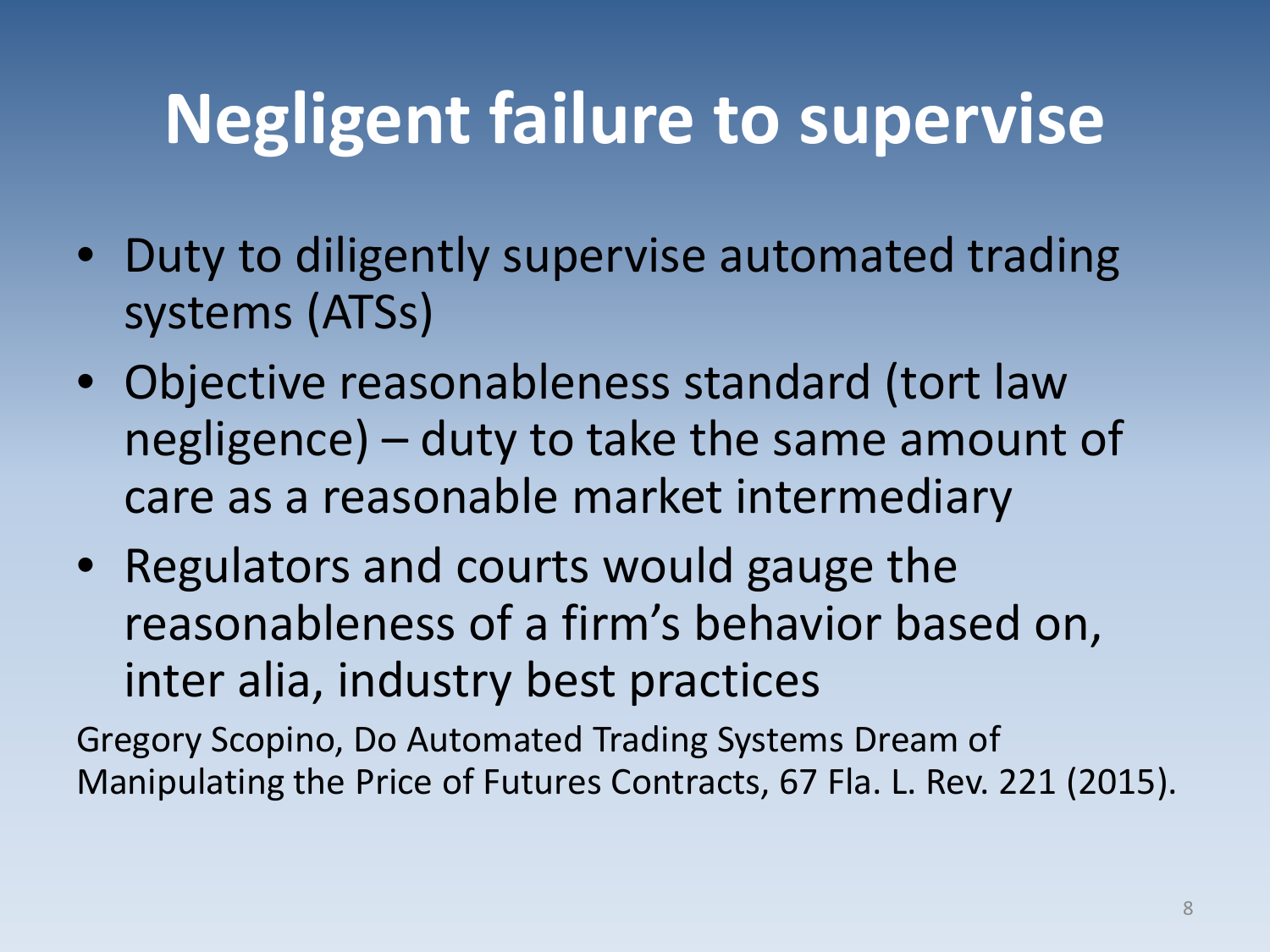# Negligent failure to supervise

- Duty to diligently supervise automated trading systems (ATSs)
- Objective reasonableness standard (tort law negligence) – duty to take the same amount of care as a reasonable market intermediary
- Regulators and courts would gauge the reasonableness of a firm's behavior based on, inter alia, industry best practices

Gregory Scopino, Do Automated Trading Systems Dream of Manipulating the Price of Futures Contracts, 67 Fla. L. Rev. 221 (2015).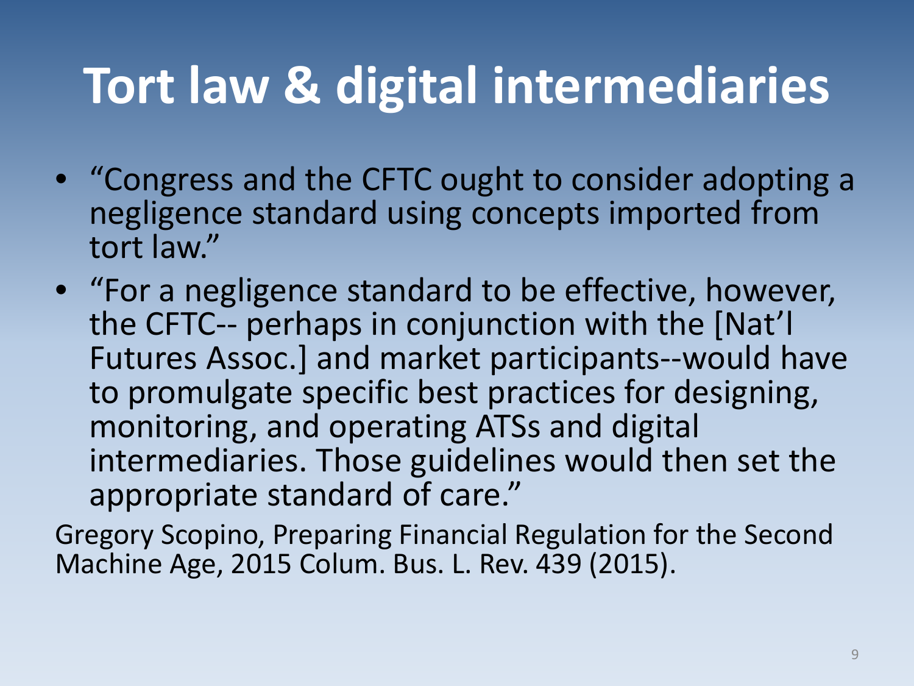# Tort law & digital intermediaries

- "Congress and the CFTC ought to consider adopting a negligence standard using concepts imported from tort law."
- "For a negligence standard to be effective, however, the CFTC-- perhaps in conjunction with the [Nat'l Futures Assoc.] and market participants--would have to promulgate specific best practices for designing, monitoring, and operating ATSs and digital intermediaries. Those guidelines would then set the appropriate standard of care."

Gregory Scopino, Preparing Financial Regulation for the Second Machine Age, 2015 Colum. Bus. L. Rev. 439 (2015).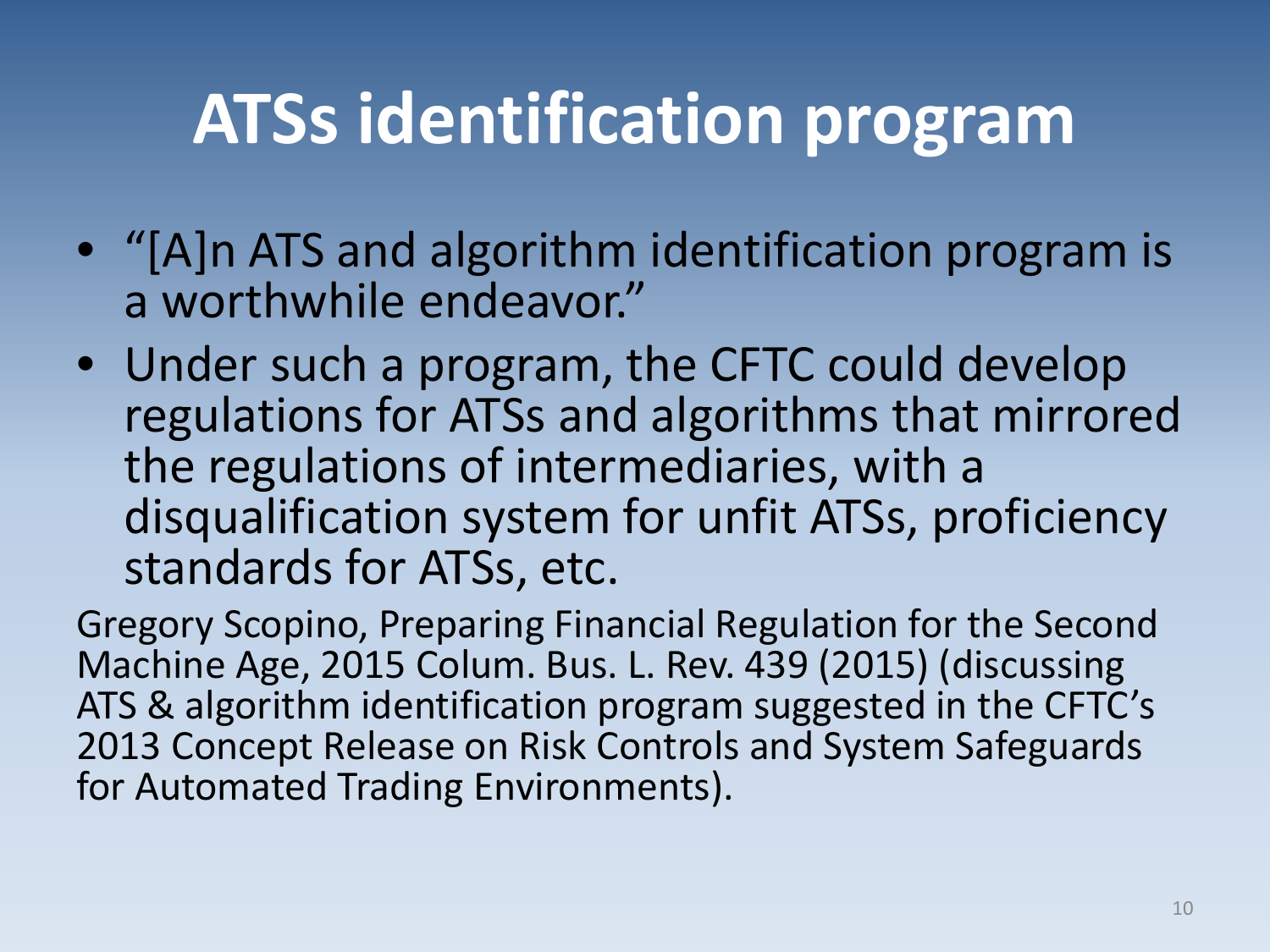# ATSs identification program

- "[A]n ATS and algorithm identification program is a worthwhile endeavor."
- Under such a program, the CFTC could develop regulations for ATSs and algorithms that mirrored the regulations of intermediaries, with a disqualification system for unfit ATSs, proficiency standards for ATSs, etc.

Gregory Scopino, Preparing Financial Regulation for the Second Machine Age, 2015 Colum. Bus. L. Rev. 439 (2015) (discussing ATS & algorithm identification program suggested in the CFTC's 2013 Concept Release on Risk Controls and System Safeguards for Automated Trading Environments).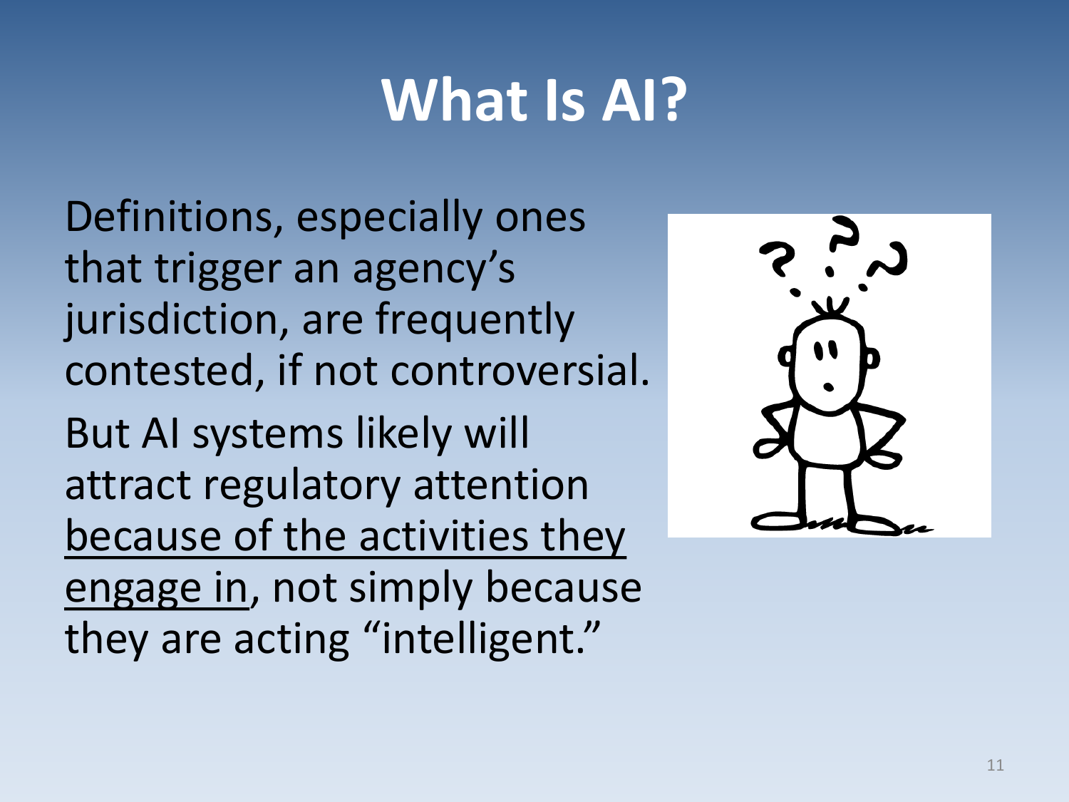# What Is AI?

Definitions, especially ones that trigger an agency's jurisdiction, are frequently contested, if not controversial.

But AI systems likely will attract regulatory attention <u>because of the activities they engage in</u>, not simply because they are acting "intelligent."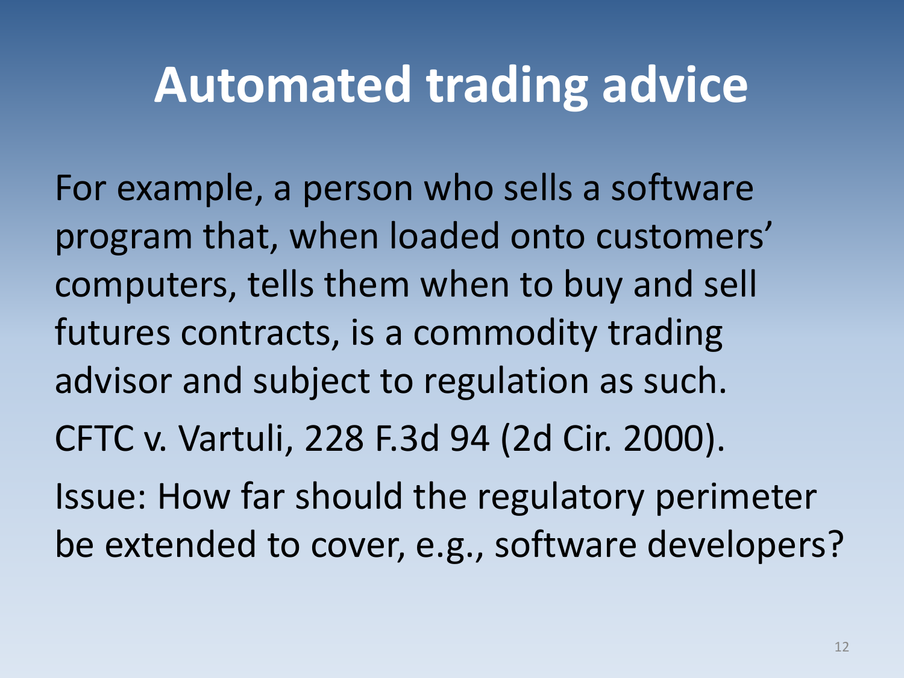# Automated trading advice

For example, a person who sells a software program that, when loaded onto customers' computers, tells them when to buy and sell futures contracts, is a commodity trading advisor and subject to regulation as such.

CFTC v. Vartuli, 228 F.3d 94 (2d Cir. 2000).

Issue: How far should the regulatory perimeter be extended to cover, e.g., software developers?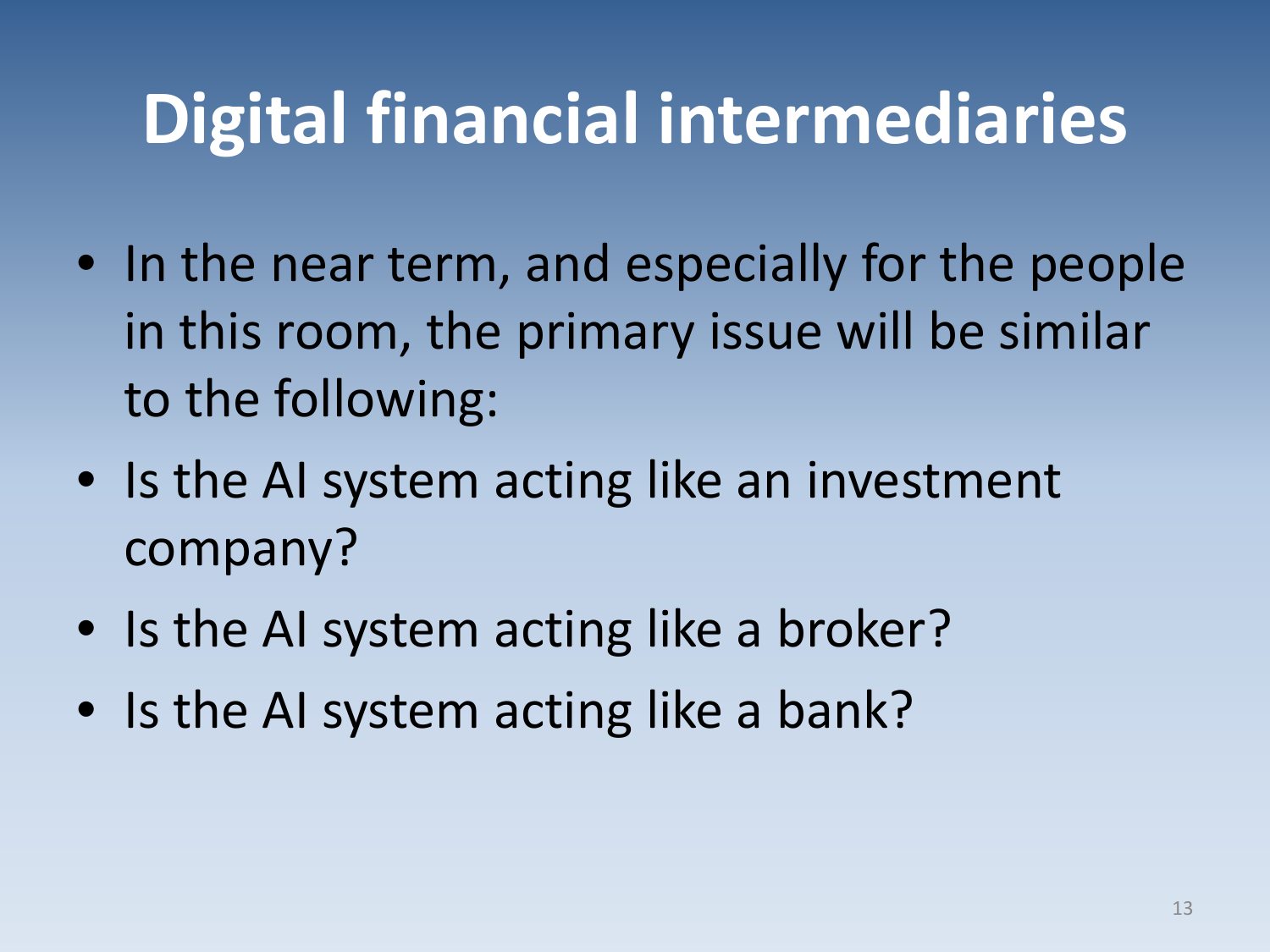# Digital financial intermediaries

- In the near term, and especially for the people in this room, the primary issue will be similar to the following:
- Is the AI system acting like an investment company?
- Is the AI system acting like a broker?
- Is the AI system acting like a bank?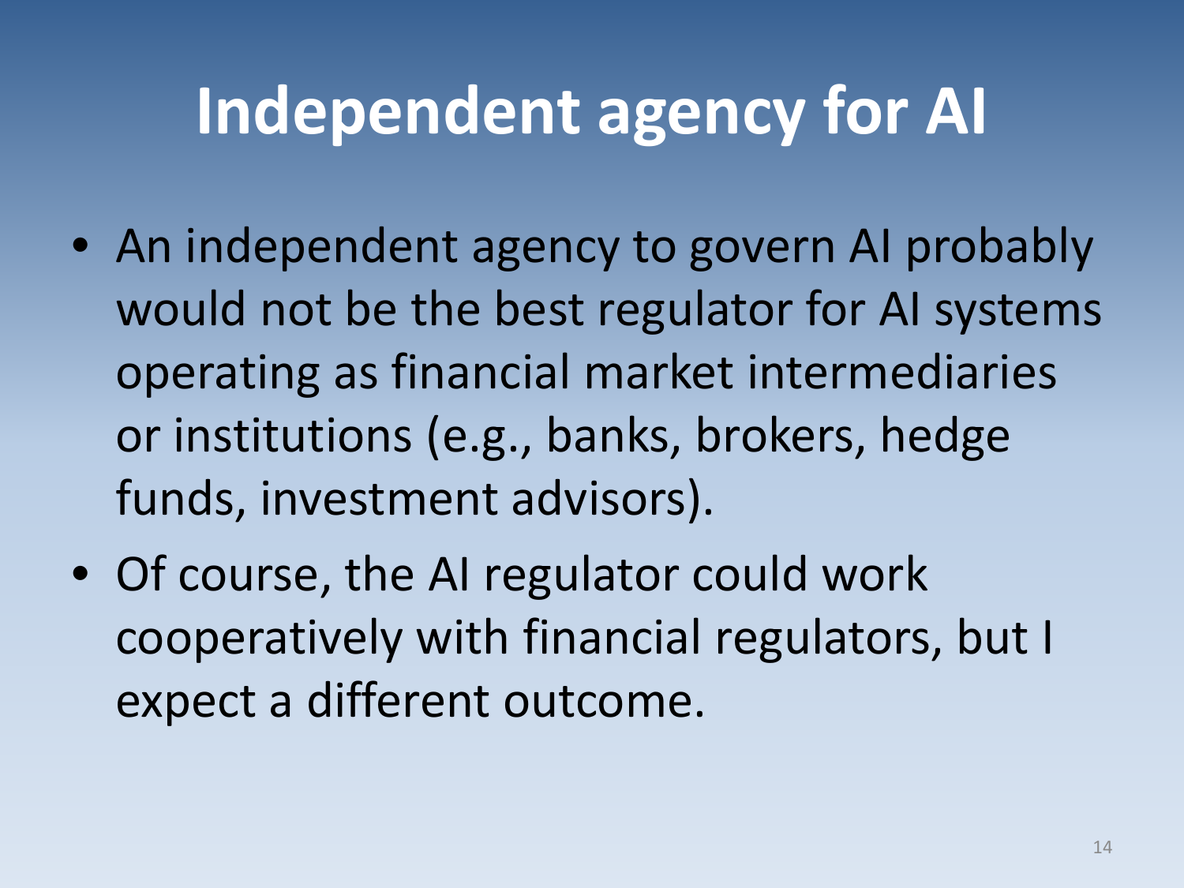# Independent agency for AI

- An independent agency to govern AI probably would not be the best regulator for AI systems operating as financial market intermediaries or institutions (e.g., banks, brokers, hedge funds, investment advisors).
- Of course, the AI regulator could work cooperatively with financial regulators, but I expect a different outcome.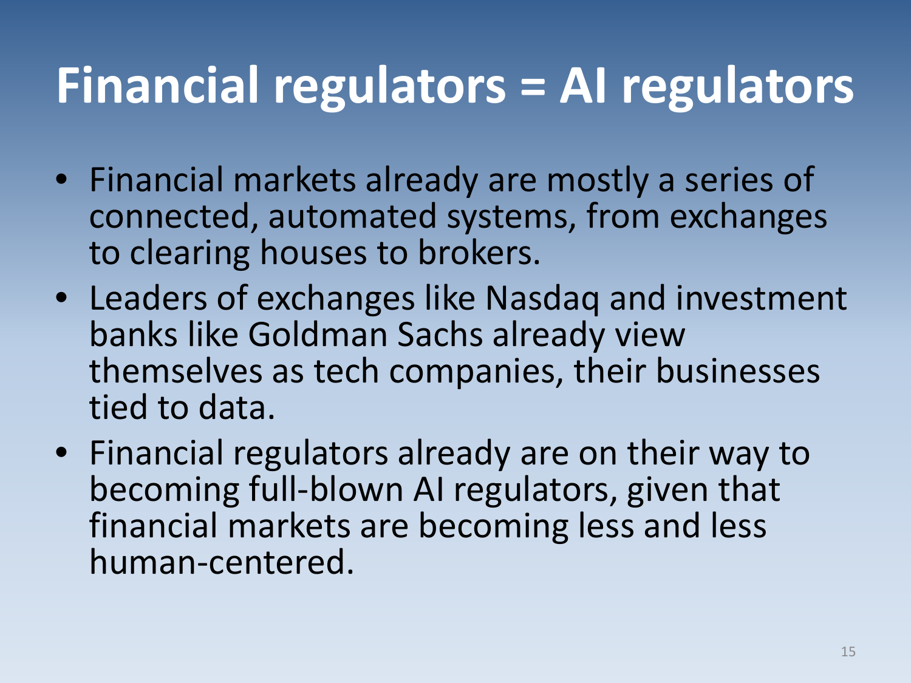# Financial regulators = AI regulators

- Financial markets already are mostly a series of connected, automated systems, from exchanges to clearing houses to brokers.
- Leaders of exchanges like Nasdaq and investment banks like Goldman Sachs already view themselves as tech companies, their businesses tied to data.
- Financial regulators already are on their way to becoming full-blown AI regulators, given that financial markets are becoming less and less human-centered.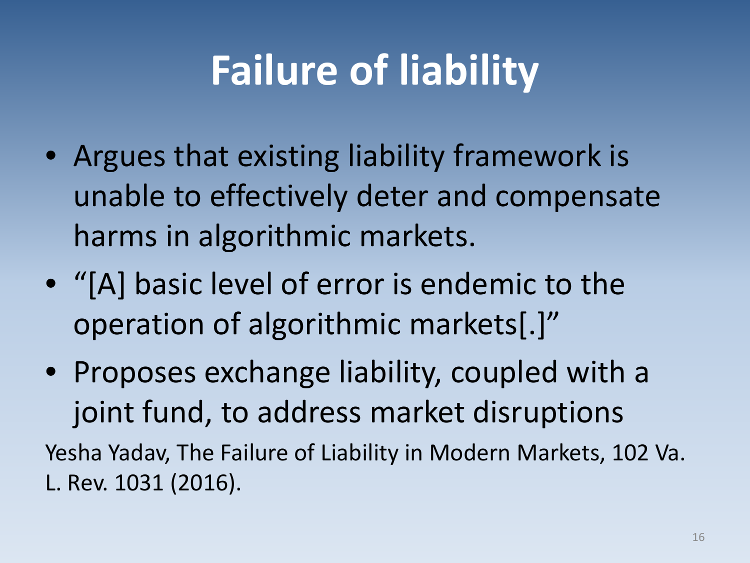# Failure of liability

- Argues that existing liability framework is unable to effectively deter and compensate harms in algorithmic markets.
- "[A] basic level of error is endemic to the operation of algorithmic markets[.]"
- Proposes exchange liability, coupled with a joint fund, to address market disruptions

Yesha Yadav, The Failure of Liability in Modern Markets, 102 Va. L. Rev. 1031 (2016).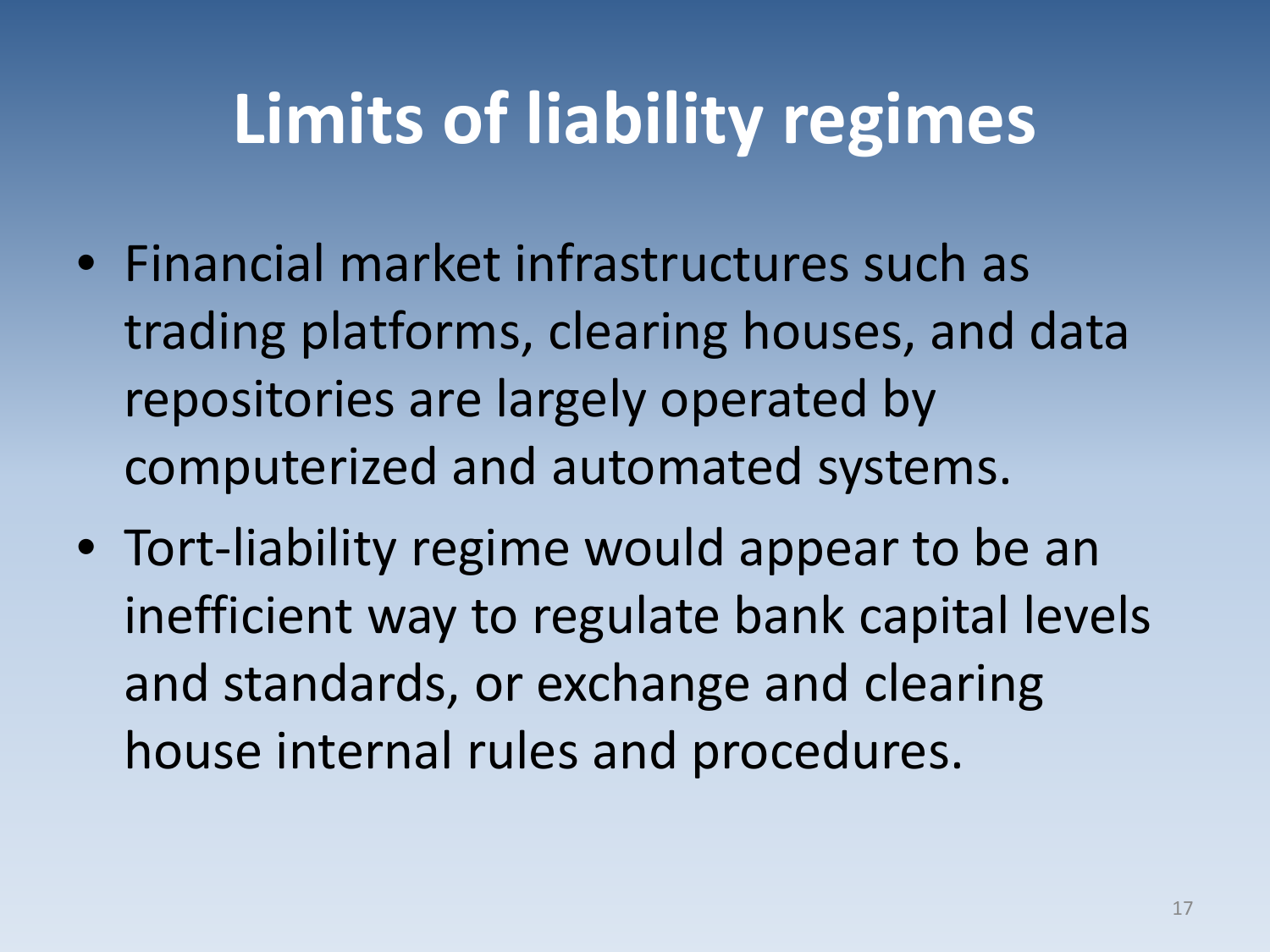# Limits of liability regimes

- Financial market infrastructures such as trading platforms, clearing houses, and data repositories are largely operated by computerized and automated systems.
- Tort-liability regime would appear to be an inefficient way to regulate bank capital levels and standards, or exchange and clearing house internal rules and procedures.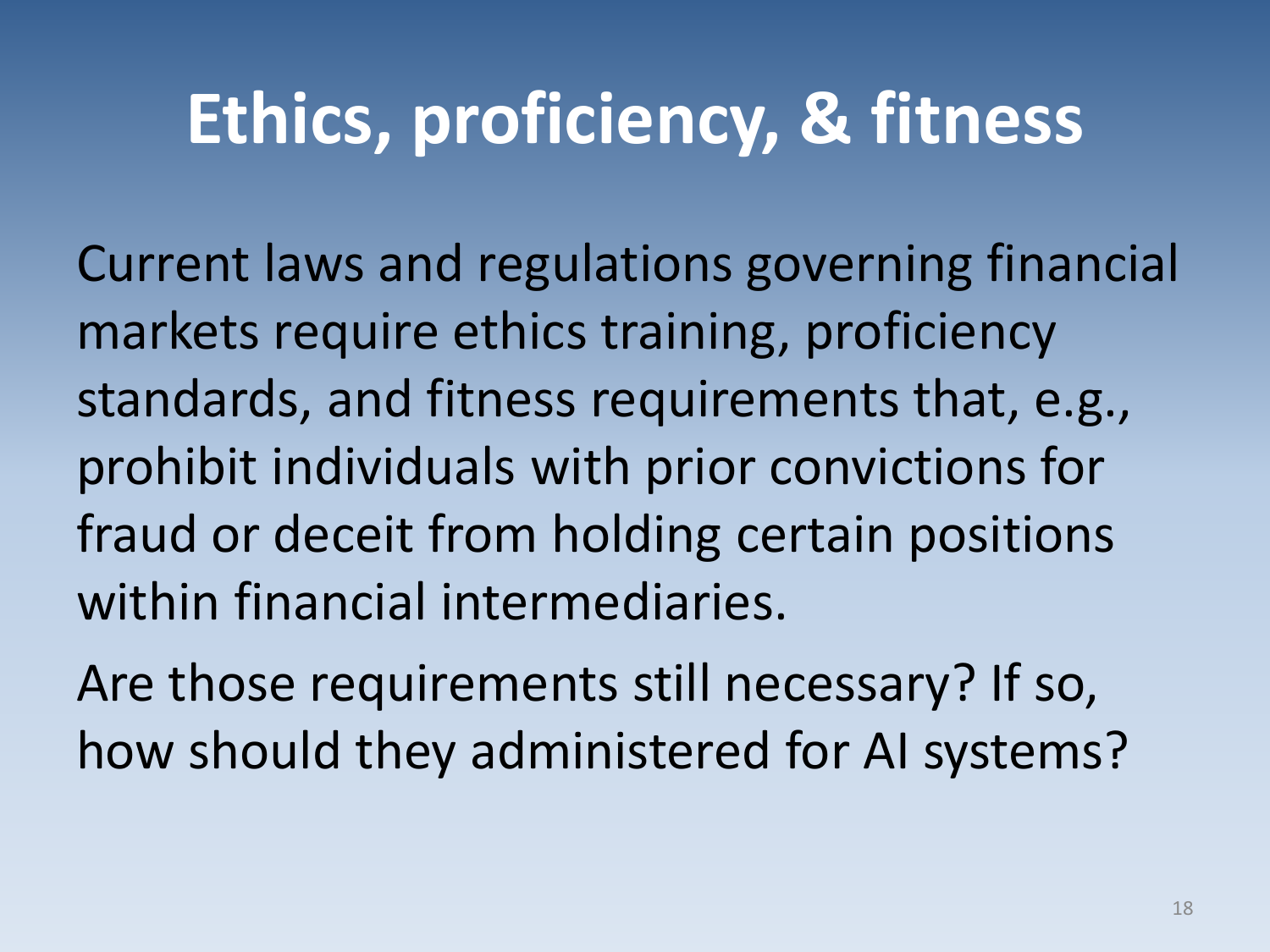# Ethics, proficiency, & fitness

Current laws and regulations governing financial markets require ethics training, proficiency standards, and fitness requirements that, e.g., prohibit individuals with prior convictions for fraud or deceit from holding certain positions within financial intermediaries.

Are those requirements still necessary? If so, how should they administered for AI systems?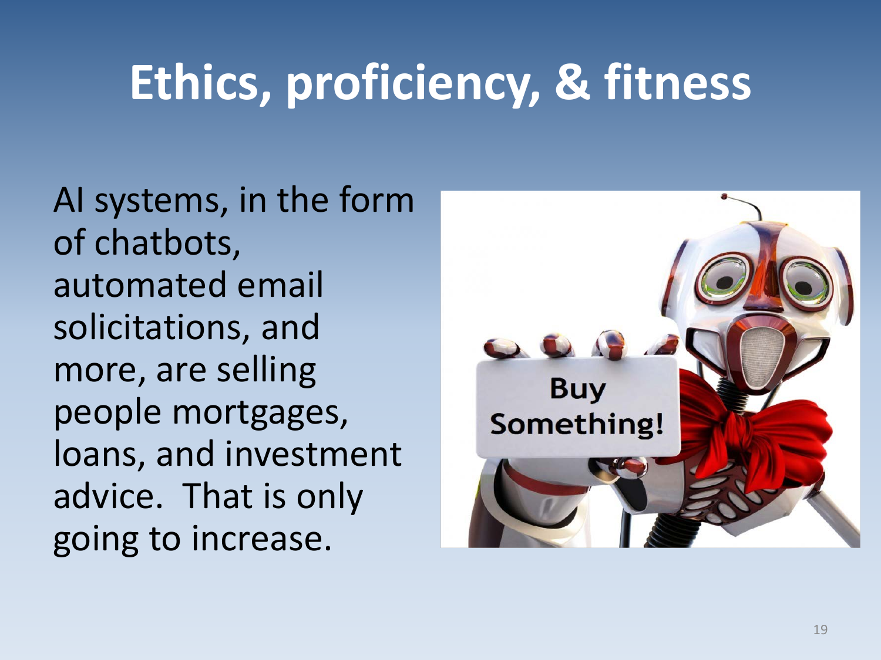# Ethics, proficiency, & fitness

AI systems, in the form of chatbots, automated email solicitations, and more, are selling people mortgages, loans, and investment advice. That is only going to increase.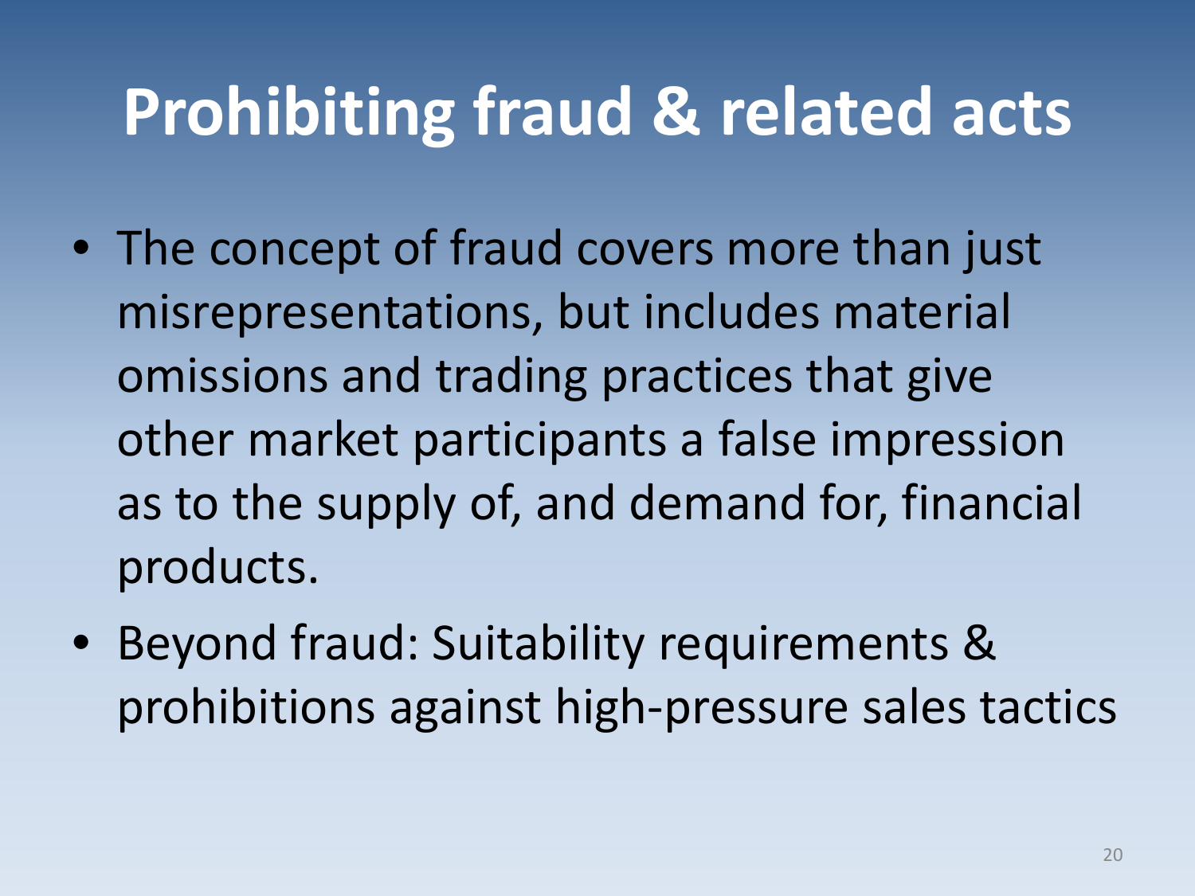# Prohibiting fraud & related acts

- The concept of fraud covers more than just misrepresentations, but includes material omissions and trading practices that give other market participants a false impression as to the supply of, and demand for, financial products.
- Beyond fraud: Suitability requirements & prohibitions against high-pressure sales tactics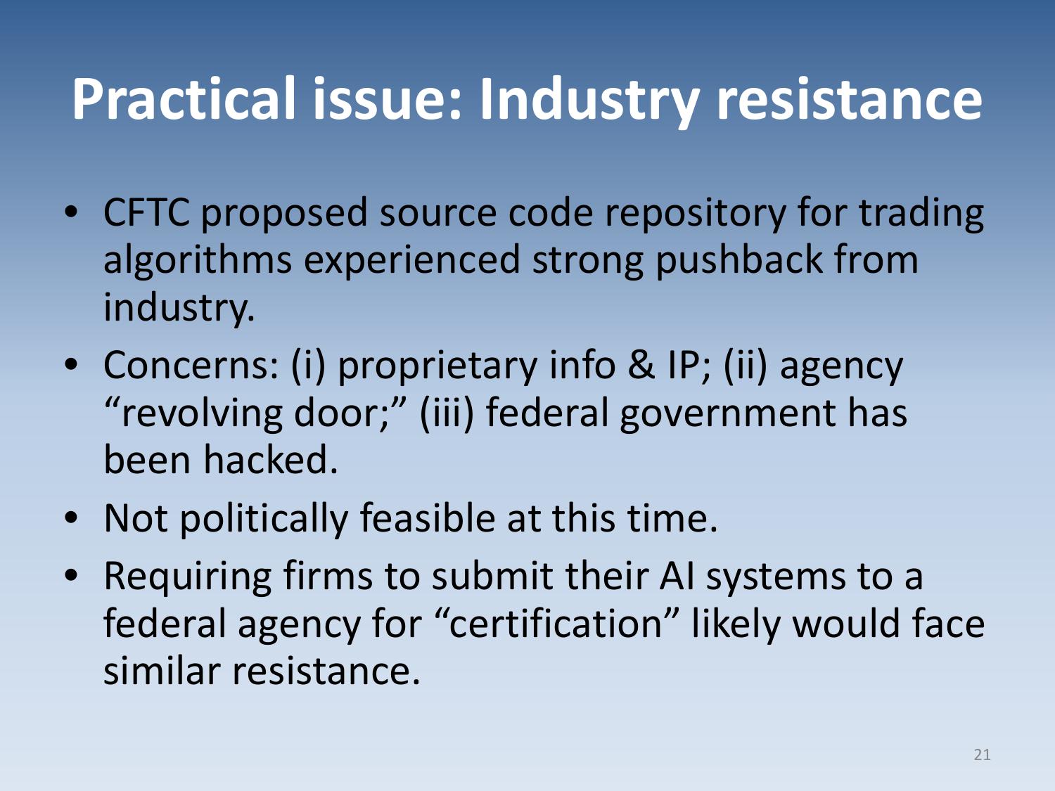# Practical issue: Industry resistance

- CFTC proposed source code repository for trading algorithms experienced strong pushback from industry.
- Concerns: (i) proprietary info & IP; (ii) agency "revolving door;" (iii) federal government has been hacked.
- Not politically feasible at this time.
- Requiring firms to submit their AI systems to a federal agency for "certification" likely would face similar resistance.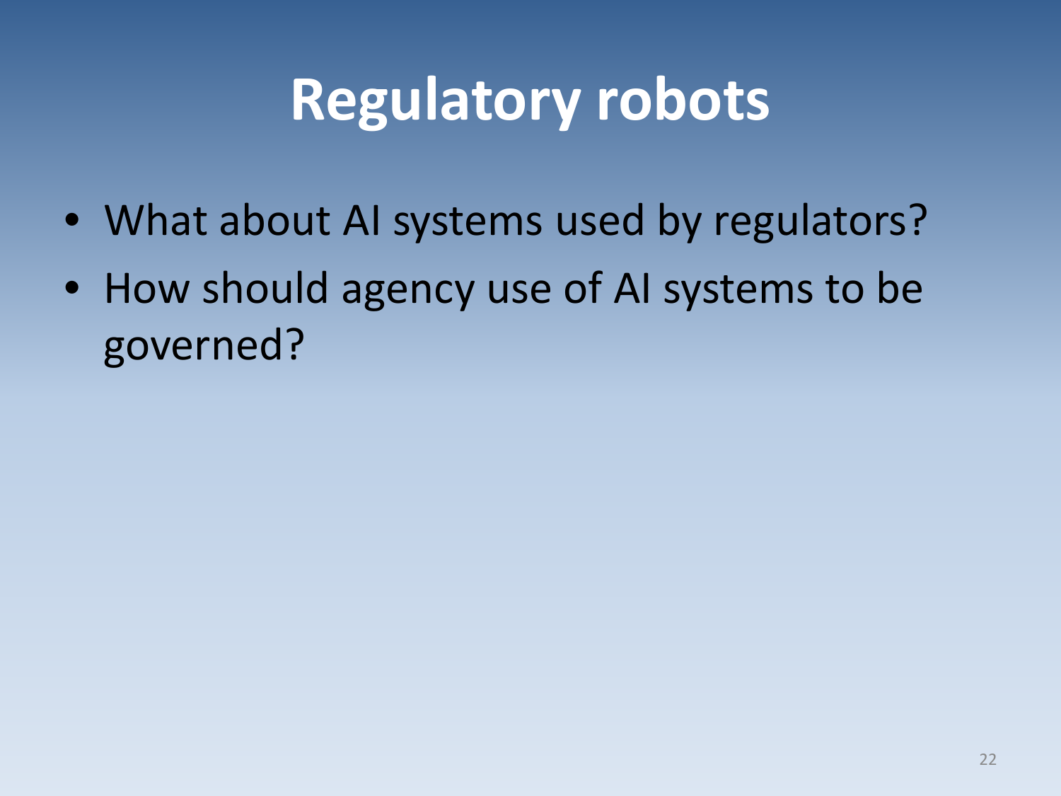# Regulatory robots

- What about AI systems used by regulators?
- How should agency use of AI systems to be governed?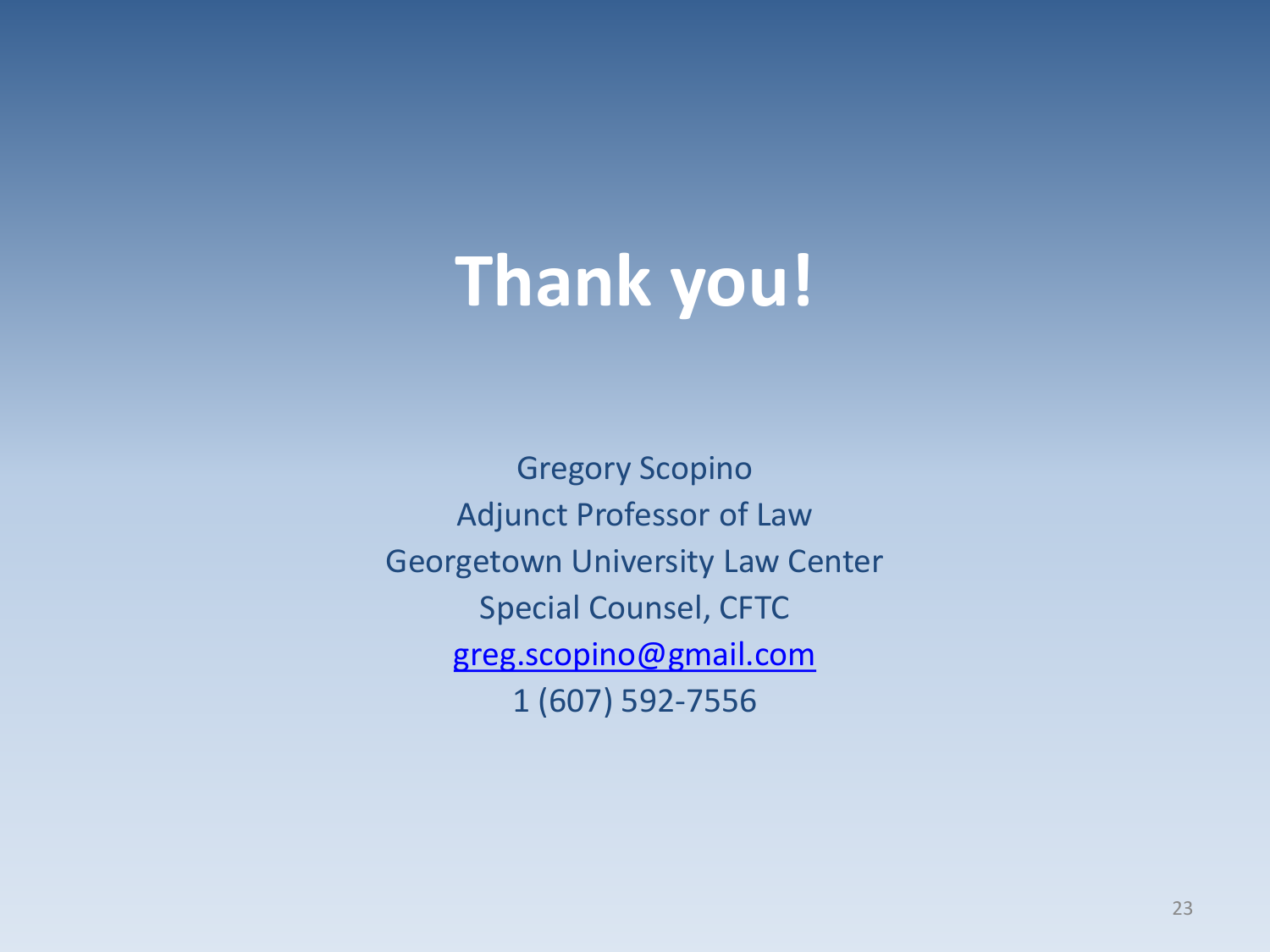# Thank you!

Gregory Scopino
Adjunct Professor of Law
Georgetown University Law Center
Special Counsel, CFTC
greg.scopino@gmail.com
1 (607) 592-7556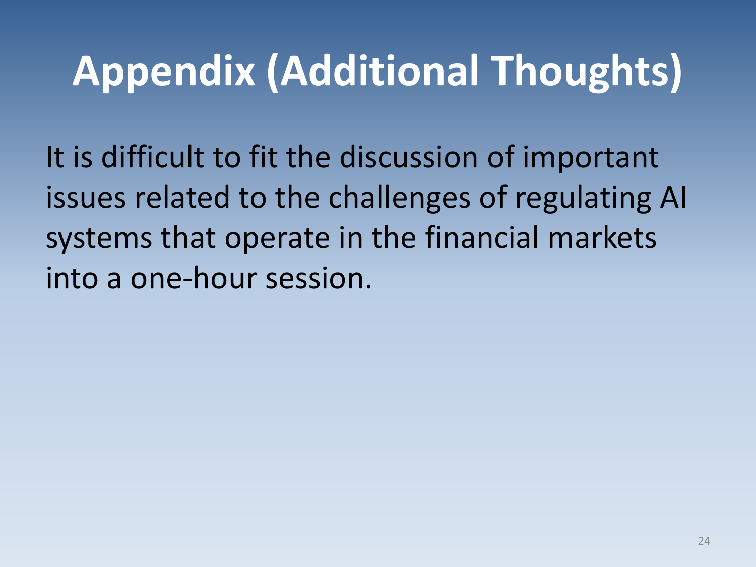# Appendix (Additional Thoughts)

It is difficult to fit the discussion of important issues related to the challenges of regulating AI systems that operate in the financial markets into a one-hour session.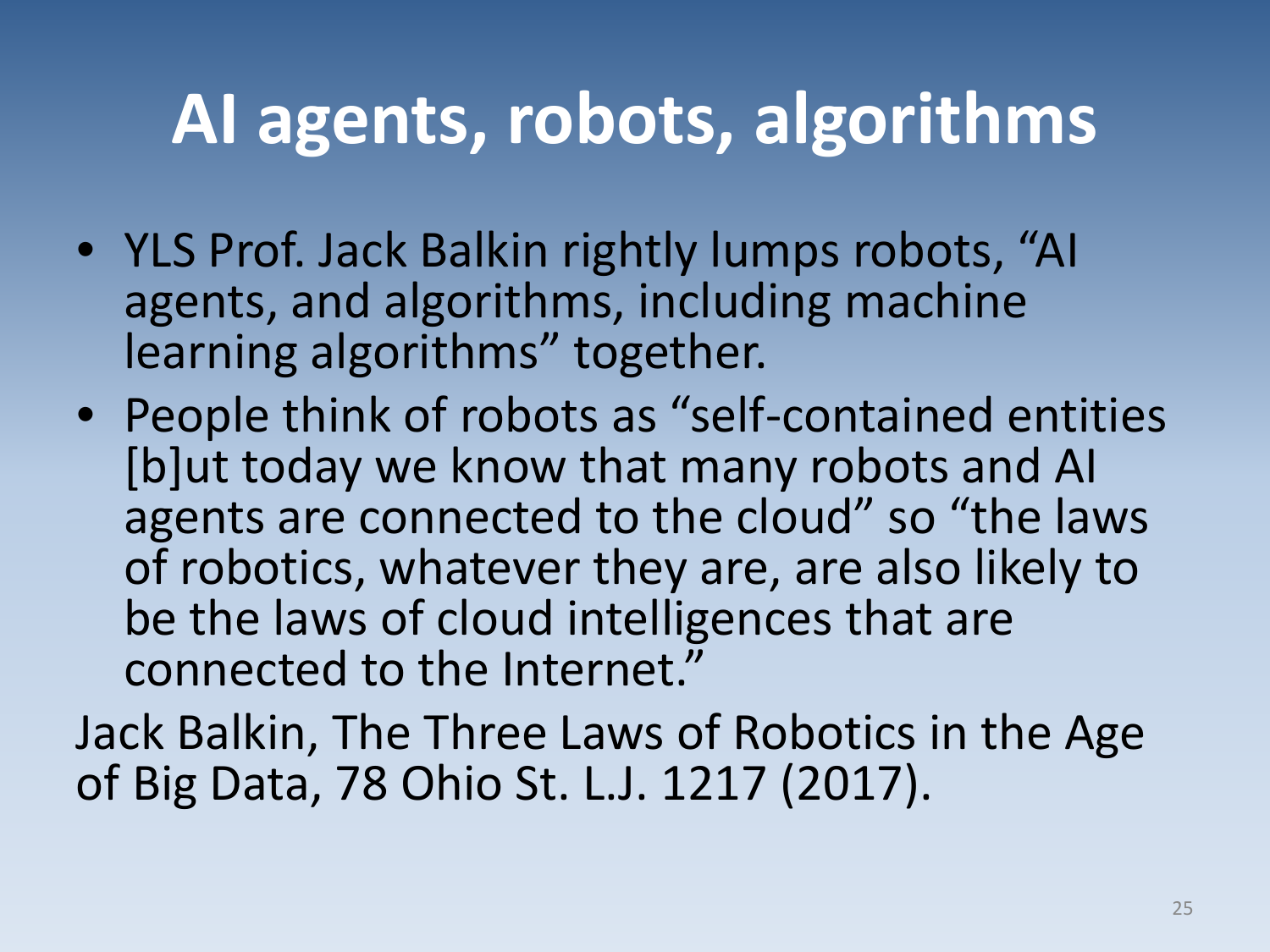# AI agents, robots, algorithms

- YLS Prof. Jack Balkin rightly lumps robots, "AI agents, and algorithms, including machine learning algorithms" together.
- People think of robots as "self-contained entities [b]ut today we know that many robots and AI agents are connected to the cloud" so "the laws of robotics, whatever they are, are also likely to be the laws of cloud intelligences that are connected to the Internet."

Jack Balkin, The Three Laws of Robotics in the Age of Big Data, 78 Ohio St. L.J. 1217 (2017).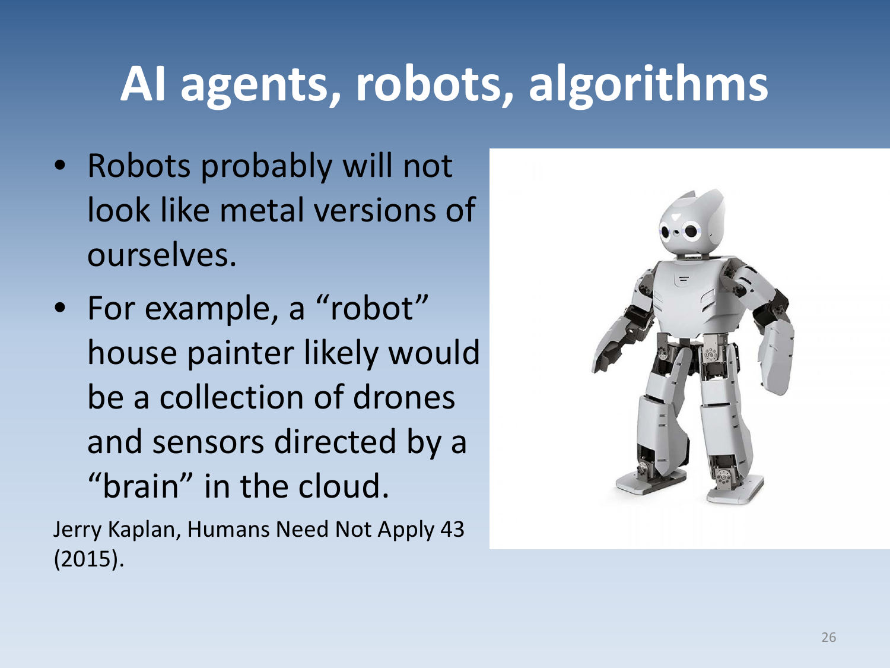# AI agents, robots, algorithms

- Robots probably will not look like metal versions of ourselves.
- For example, a "robot" house painter likely would be a collection of drones and sensors directed by a "brain" in the cloud.

Jerry Kaplan, Humans Need Not Apply 43 (2015).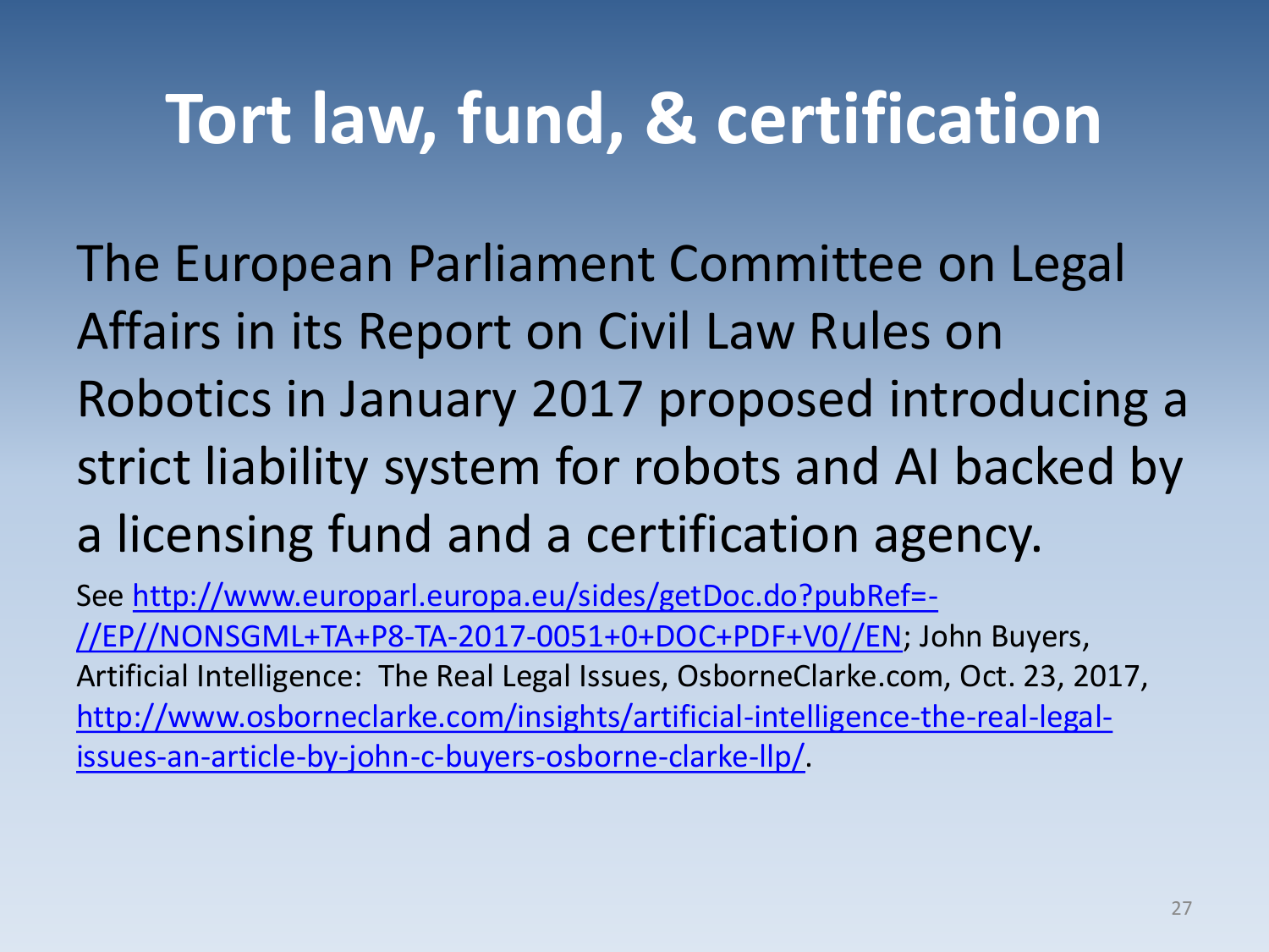# Tort law, fund, & certification

The European Parliament Committee on Legal Affairs in its Report on Civil Law Rules on Robotics in January 2017 proposed introducing a strict liability system for robots and AI backed by a licensing fund and a certification agency.

See http://www.europarl.europa.eu/sides/getDoc.do?pubRef=-//EP//NONSGML+TA+P8-TA-2017-0051+0+DOC+PDF+V0//EN; John Buyers, Artificial Intelligence: The Real Legal Issues, OsborneClarke.com, Oct. 23, 2017, http://www.osborneclarke.com/insights/artificial-intelligence-the-real-legal-issues-an-article-by-john-c-buyers-osborne-clarke-llp/.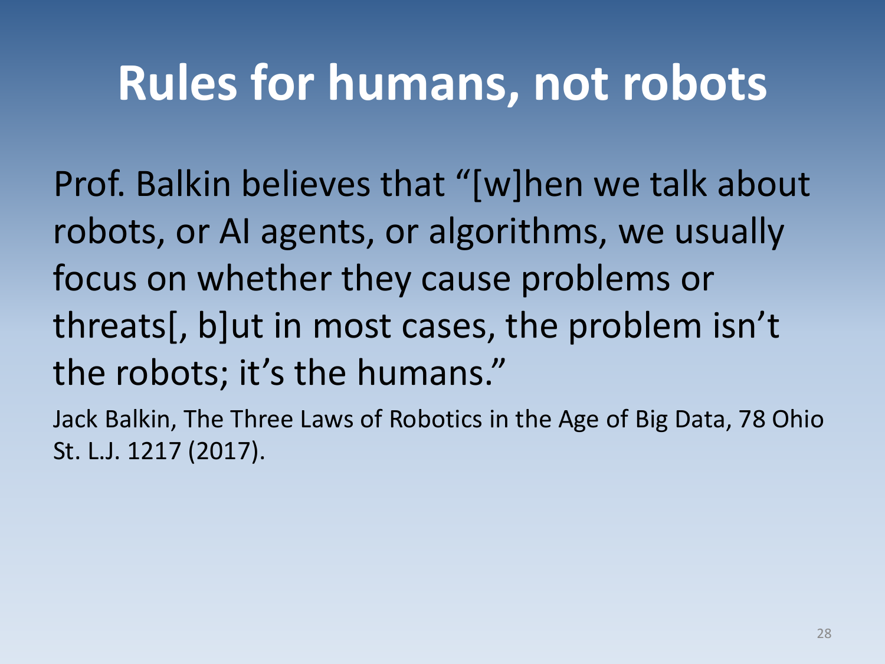# Rules for humans, not robots

Prof. Balkin believes that "[w]hen we talk about robots, or AI agents, or algorithms, we usually focus on whether they cause problems or threats[, b]ut in most cases, the problem isn't the robots; it's the humans."

Jack Balkin, The Three Laws of Robotics in the Age of Big Data, 78 Ohio St. L.J. 1217 (2017).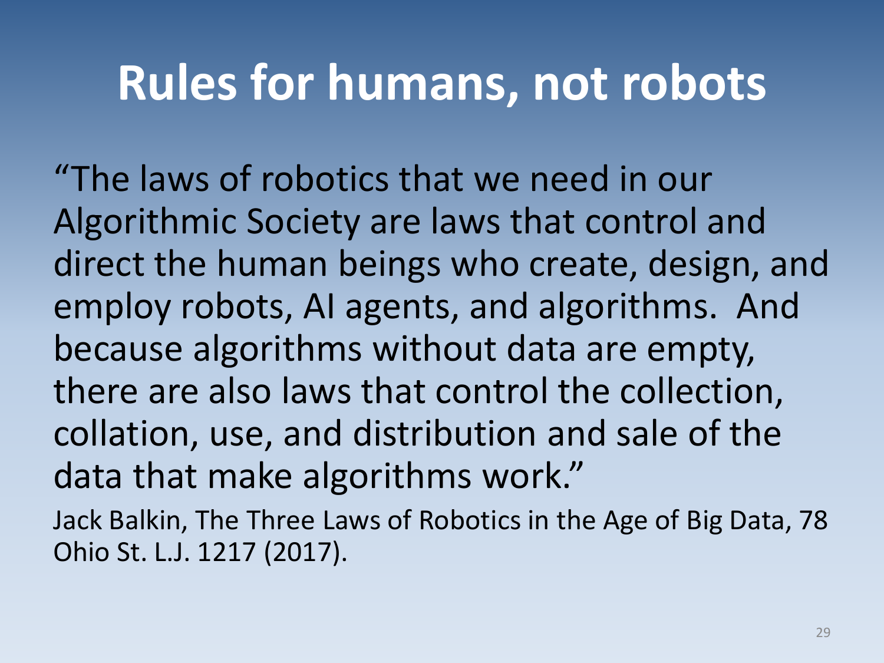# Rules for humans, not robots

"The laws of robotics that we need in our Algorithmic Society are laws that control and direct the human beings who create, design, and employ robots, AI agents, and algorithms. And because algorithms without data are empty, there are also laws that control the collection, collation, use, and distribution and sale of the data that make algorithms work."

Jack Balkin, The Three Laws of Robotics in the Age of Big Data, 78 Ohio St. L.J. 1217 (2017).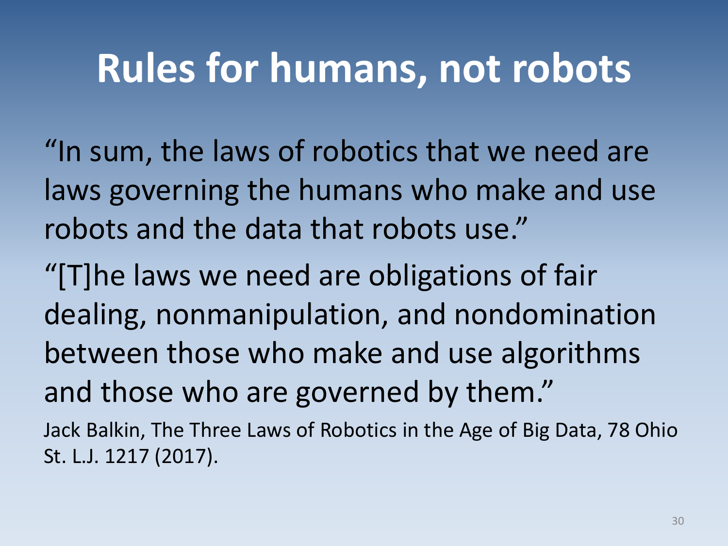# Rules for humans, not robots

"In sum, the laws of robotics that we need are laws governing the humans who make and use robots and the data that robots use."

"[T]he laws we need are obligations of fair dealing, nonmanipulation, and nondomination between those who make and use algorithms and those who are governed by them."

Jack Balkin, The Three Laws of Robotics in the Age of Big Data, 78 Ohio St. L.J. 1217 (2017).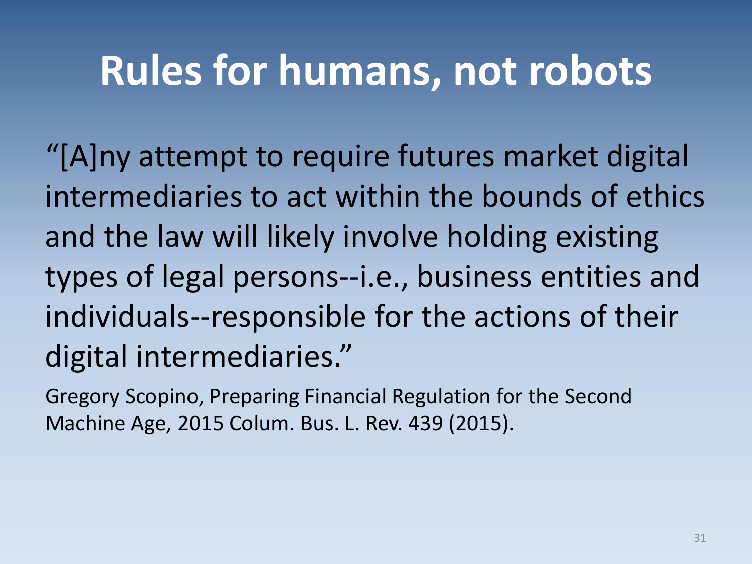# Rules for humans, not robots

"[A]ny attempt to require futures market digital intermediaries to act within the bounds of ethics and the law will likely involve holding existing types of legal persons--i.e., business entities and individuals--responsible for the actions of their digital intermediaries."

Gregory Scopino, Preparing Financial Regulation for the Second Machine Age, 2015 Colum. Bus. L. Rev. 439 (2015).